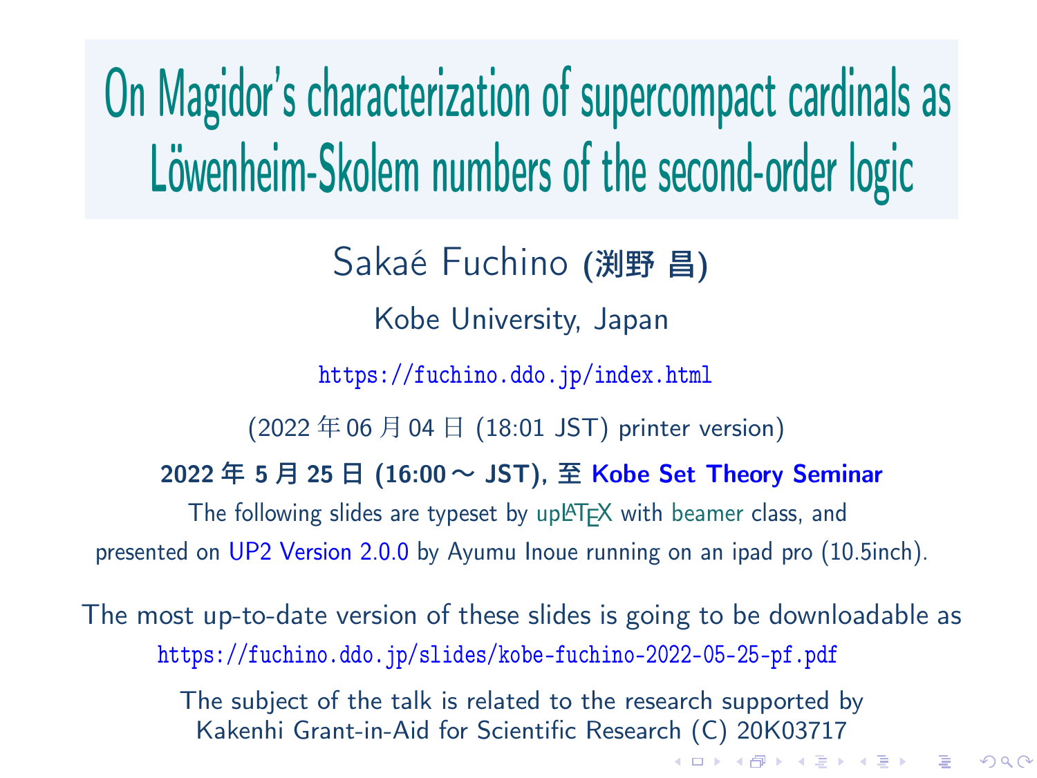# On Magidor's characterization of supercompact cardinals as Löwenheim-Skolem numbers of the second-order logic

Sakaé Fuchino (渕野 昌)

Kobe University, Japan

https://fuchino.ddo.jp/index.html

(2022 年 06 月 04 日 (18:01 JST) printer version)

**2022 年 5 月 25 日 (16:00～ JST), 至 Kobe Set Theory Seminar**

The following slides are typeset by upLATEX with beamer class, and presented on UP2 Version 2.0.0 by Ayumu Inoue running on an ipad pro (10.5inch).

The most up-to-date version of these slides is going to be downloadable as https://fuchino.ddo.jp/slides/kobe-fuchino-2022-05-25-pf.pdf

The subject of the talk is related to the research supported by Kakenhi Grant-in-Aid for Scientific Research (C) 20K03717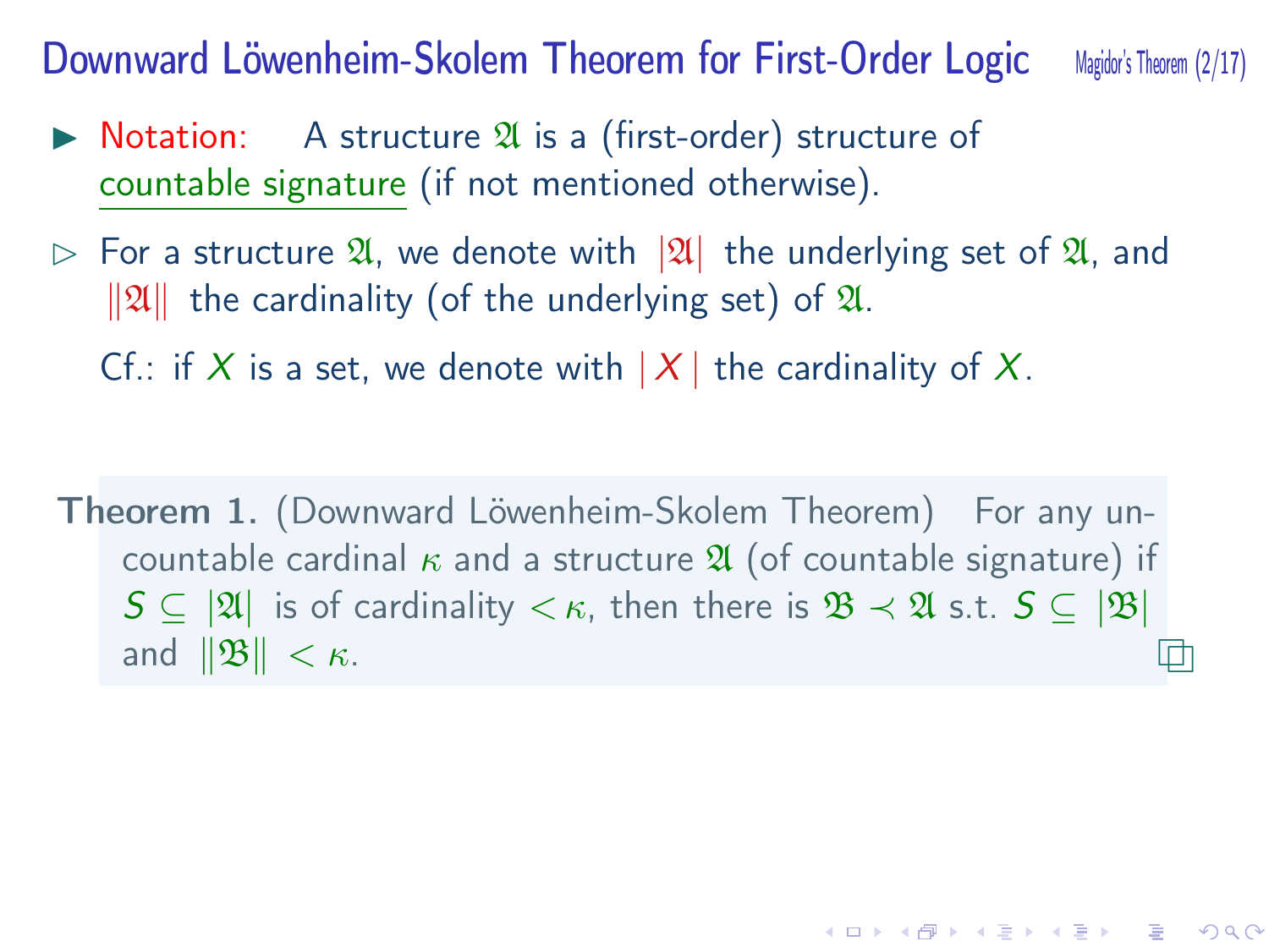# Downward Löwenheim-Skolem Theorem for First-Order Logic

- Notation: A structure $\mathfrak{A}$ is a (first-order) structure of countable signature (if not mentioned otherwise).
  - For a structure $\mathfrak{A}$, we denote with $|\mathfrak{A}|$ the underlying set of $\mathfrak{A}$, and $\|\mathfrak{A}\|$ the cardinality (of the underlying set) of $\mathfrak{A}$.

    Cf.: if $X$ is a set, we denote with $|X|$ the cardinality of $X$.

**Theorem 1.** (Downward Löwenheim-Skolem Theorem) For any uncountable cardinal $\kappa$ and a structure $\mathfrak{A}$ (of countable signature) if $S \subseteq |\mathfrak{A}|$ is of cardinality $< \kappa$, then there is $\mathfrak{B} \prec \mathfrak{A}$ s.t. $S \subseteq |\mathfrak{B}|$ and $\|\mathfrak{B}\| < \kappa$. □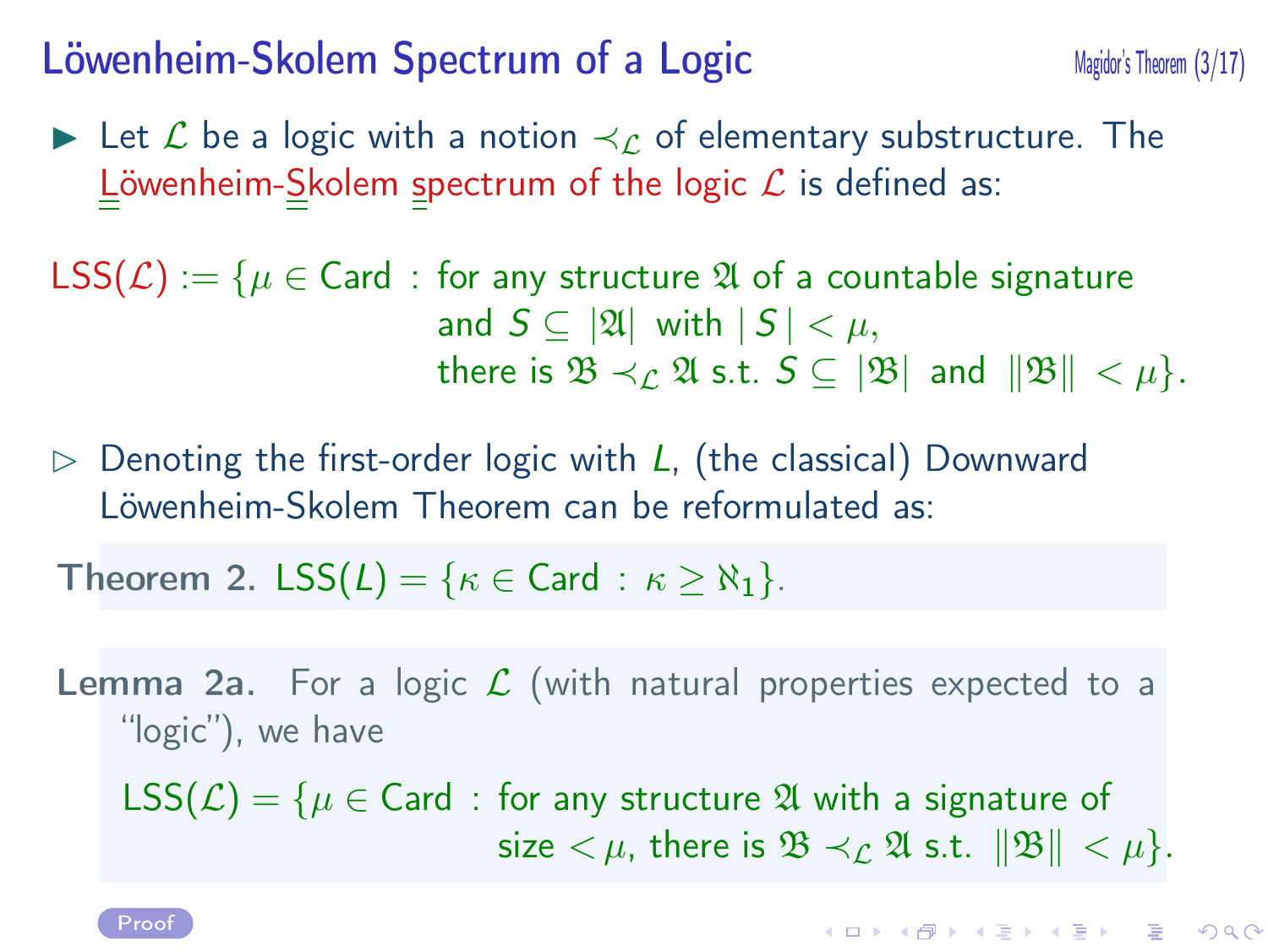# Löwenheim-Skolem Spectrum of a Logic

- Let $\mathcal{L}$ be a logic with a notion $\prec_{\mathcal{L}}$ of elementary substructure. The Löwenheim-Skolem spectrum of the logic $\mathcal{L}$ is defined as:

$$\mathsf{LSS}(\mathcal{L}) := \{\mu \in \mathsf{Card} : \text{for any structure } \mathfrak{A} \text{ of a countable signature and } S \subseteq |\mathfrak{A}| \text{ with } |S| < \mu, \text{ there is } \mathfrak{B} \prec_{\mathcal{L}} \mathfrak{A} \text{ s.t. } S \subseteq |\mathfrak{B}| \text{ and } \|\mathfrak{B}\| < \mu\}.$$

- Denoting the first-order logic with $L$, (the classical) Downward Löwenheim-Skolem Theorem can be reformulated as:

**Theorem 2.** $\mathsf{LSS}(L) = \{\kappa \in \mathsf{Card} : \kappa \geq \aleph_1\}$.

**Lemma 2a.** For a logic $\mathcal{L}$ (with natural properties expected to a "logic"), we have

$$\mathsf{LSS}(\mathcal{L}) = \{\mu \in \mathsf{Card} : \text{for any structure } \mathfrak{A} \text{ with a signature of size } < \mu, \text{ there is } \mathfrak{B} \prec_{\mathcal{L}} \mathfrak{A} \text{ s.t. } \|\mathfrak{B}\| < \mu\}.$$

Proof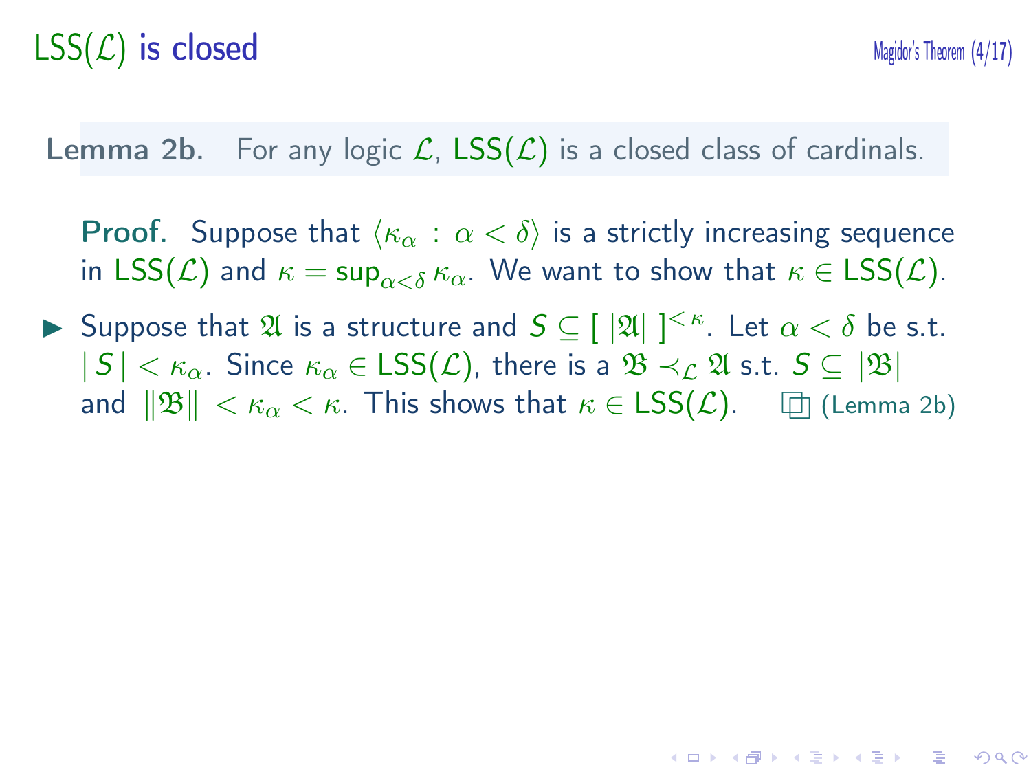# LSS($\mathcal{L}$) is closed

**Lemma 2b.** For any logic $\mathcal{L}$, LSS($\mathcal{L}$) is a closed class of cardinals.

**Proof.** Suppose that $\langle \kappa_\alpha : \alpha < \delta \rangle$ is a strictly increasing sequence in LSS($\mathcal{L}$) and $\kappa = \sup_{\alpha<\delta} \kappa_\alpha$. We want to show that $\kappa \in$ LSS($\mathcal{L}$).

- Suppose that $\mathfrak{A}$ is a structure and $S \subseteq [\ |\mathfrak{A}|\ ]^{<\kappa}$. Let $\alpha < \delta$ be s.t. $|\,S\,| < \kappa_\alpha$. Since $\kappa_\alpha \in$ LSS($\mathcal{L}$), there is a $\mathfrak{B} \prec_{\mathcal{L}} \mathfrak{A}$ s.t. $S \subseteq |\mathfrak{B}|$ and $\|\mathfrak{B}\| < \kappa_\alpha < \kappa$. This shows that $\kappa \in$ LSS($\mathcal{L}$). □ (Lemma 2b)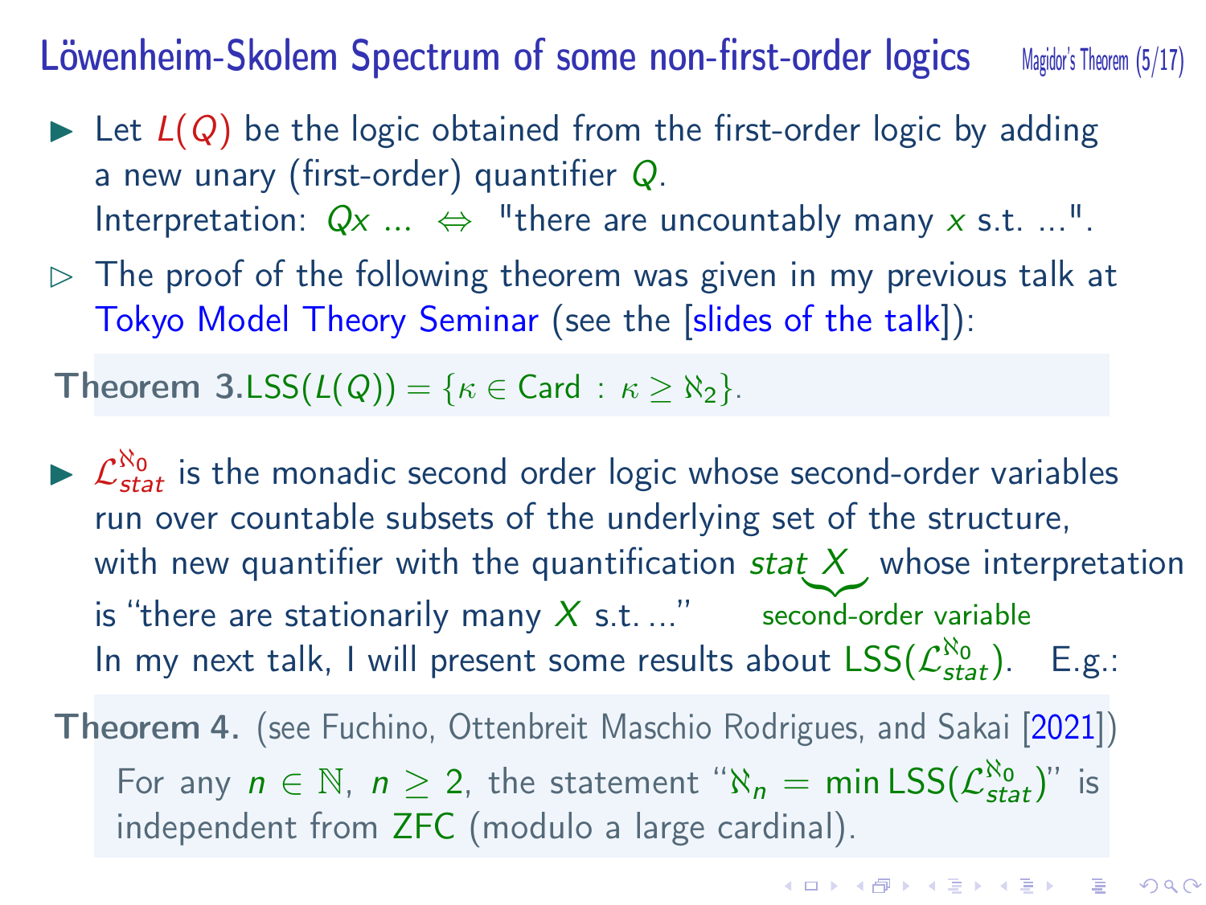# Löwenheim-Skolem Spectrum of some non-first-order logics

- Let $L(Q)$ be the logic obtained from the first-order logic by adding a new unary (first-order) quantifier $Q$.
  Interpretation: $Qx$ ... $\Leftrightarrow$ "there are uncountably many $x$ s.t. ...".

- The proof of the following theorem was given in my previous talk at Tokyo Model Theory Seminar (see the [slides of the talk]):

**Theorem 3.** $\mathrm{LSS}(L(Q)) = \{\kappa \in \mathrm{Card} : \kappa \geq \aleph_2\}$.

- $\mathcal{L}^{\aleph_0}_{stat}$ is the monadic second order logic whose second-order variables run over countable subsets of the underlying set of the structure, with new quantifier with the quantification $stat\ X$ (second-order variable) whose interpretation is "there are stationarily many $X$ s.t. ..."
  In my next talk, I will present some results about $\mathrm{LSS}(\mathcal{L}^{\aleph_0}_{stat})$. E.g.:

**Theorem 4.** (see Fuchino, Ottenbreit Maschio Rodrigues, and Sakai [2021])
For any $n \in \mathbb{N}$, $n \geq 2$, the statement "$\aleph_n = \min \mathrm{LSS}(\mathcal{L}^{\aleph_0}_{stat})$" is independent from ZFC (modulo a large cardinal).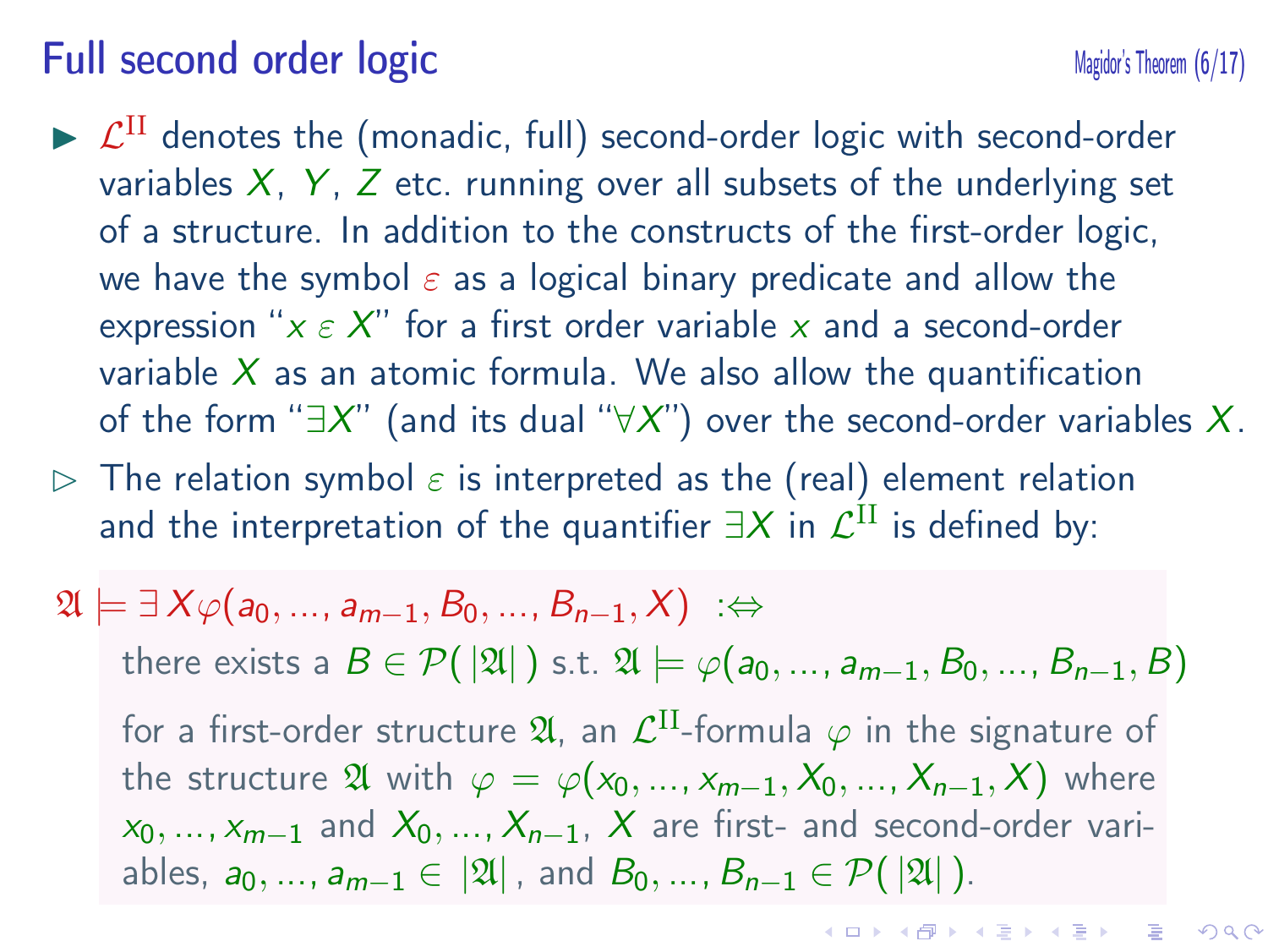# Full second order logic

- $\mathcal{L}^{\mathrm{II}}$ denotes the (monadic, full) second-order logic with second-order variables $X$, $Y$, $Z$ etc. running over all subsets of the underlying set of a structure. In addition to the constructs of the first-order logic, we have the symbol $\varepsilon$ as a logical binary predicate and allow the expression "$x \mathrel{\varepsilon} X$" for a first order variable $x$ and a second-order variable $X$ as an atomic formula. We also allow the quantification of the form "$\exists X$" (and its dual "$\forall X$") over the second-order variables $X$.
- The relation symbol $\varepsilon$ is interpreted as the (real) element relation and the interpretation of the quantifier $\exists X$ in $\mathcal{L}^{\mathrm{II}}$ is defined by:

$\mathfrak{A} \models \exists X \varphi(a_0, \ldots, a_{m-1}, B_0, \ldots, B_{n-1}, X) \;:\Leftrightarrow$

there exists a $B \in \mathcal{P}(\,|\mathfrak{A}|\,)$ s.t. $\mathfrak{A} \models \varphi(a_0, \ldots, a_{m-1}, B_0, \ldots, B_{n-1}, B)$

for a first-order structure $\mathfrak{A}$, an $\mathcal{L}^{\mathrm{II}}$-formula $\varphi$ in the signature of the structure $\mathfrak{A}$ with $\varphi = \varphi(x_0, \ldots, x_{m-1}, X_0, \ldots, X_{n-1}, X)$ where $x_0, \ldots, x_{m-1}$ and $X_0, \ldots, X_{n-1}$, $X$ are first- and second-order variables, $a_0, \ldots, a_{m-1} \in |\mathfrak{A}|$, and $B_0, \ldots, B_{n-1} \in \mathcal{P}(\,|\mathfrak{A}|\,)$.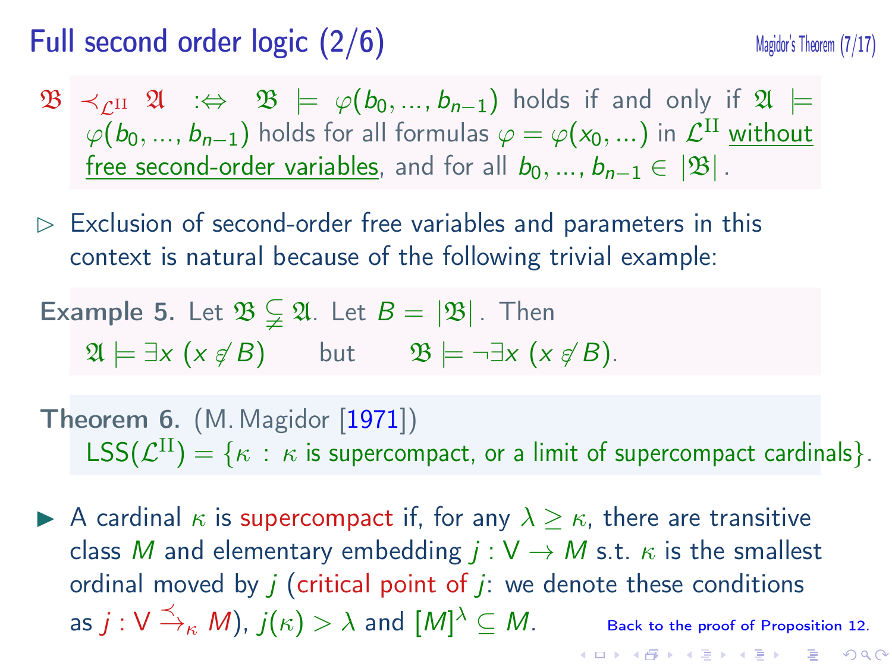# Full second order logic (2/6)

$\mathfrak{B} \prec_{\mathcal{L}^{\mathrm{II}}} \mathfrak{A}$ $:\Leftrightarrow$ $\mathfrak{B} \models \varphi(b_0, \ldots, b_{n-1})$ holds if and only if $\mathfrak{A} \models \varphi(b_0, \ldots, b_{n-1})$ holds for all formulas $\varphi = \varphi(x_0, \ldots)$ in $\mathcal{L}^{\mathrm{II}}$ <u>without free second-order variables</u>, and for all $b_0, \ldots, b_{n-1} \in |\mathfrak{B}|$.

▷ Exclusion of second-order free variables and parameters in this context is natural because of the following trivial example:

**Example 5.** Let $\mathfrak{B} \subsetneq \mathfrak{A}$. Let $B = |\mathfrak{B}|$. Then

$\mathfrak{A} \models \exists x\, (x \not\in B)$ but $\mathfrak{B} \models \neg\exists x\, (x \not\in B)$.

**Theorem 6.** (M. Magidor [1971])
$\mathrm{LSS}(\mathcal{L}^{\mathrm{II}}) = \{\kappa : \kappa$ is supercompact, or a limit of supercompact cardinals$\}$.

▶ A cardinal $\kappa$ is supercompact if, for any $\lambda \geq \kappa$, there are transitive class $M$ and elementary embedding $j : \mathsf{V} \to M$ s.t. $\kappa$ is the smallest ordinal moved by $j$ (critical point of $j$: we denote these conditions as $j : \mathsf{V} \overset{\prec}{\to}_{\kappa} M$), $j(\kappa) > \lambda$ and $[M]^{\lambda} \subseteq M$.

Back to the proof of Proposition 12.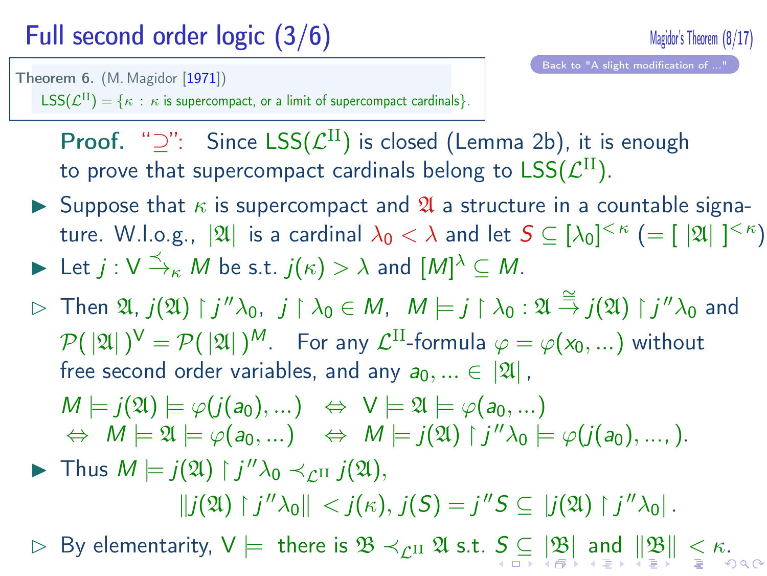# Full second order logic (3/6)

Back to "A slight modification of ..."

**Theorem 6.** (M. Magidor [1971])
$\mathsf{LSS}(\mathcal{L}^{\mathrm{II}}) = \{\kappa : \kappa$ is supercompact, or a limit of supercompact cardinals$\}$.

**Proof.** "$\supseteq$": Since $\mathsf{LSS}(\mathcal{L}^{\mathrm{II}})$ is closed (Lemma 2b), it is enough to prove that supercompact cardinals belong to $\mathsf{LSS}(\mathcal{L}^{\mathrm{II}})$.

- Suppose that $\kappa$ is supercompact and $\mathfrak{A}$ a structure in a countable signature. W.l.o.g., $|\mathfrak{A}|$ is a cardinal $\lambda_0 < \lambda$ and let $S \subseteq [\lambda_0]^{<\kappa}$ $(= [\,|\mathfrak{A}|\,]^{<\kappa})$
- Let $j : \mathsf{V} \overset{\prec}{\rightarrow}_{\kappa} M$ be s.t. $j(\kappa) > \lambda$ and $[M]^{\lambda} \subseteq M$.
  - Then $\mathfrak{A}$, $j(\mathfrak{A}) \restriction j''\lambda_0$, $j \restriction \lambda_0 \in M$, $M \models j \restriction \lambda_0 : \mathfrak{A} \overset{\cong}{\rightarrow} j(\mathfrak{A}) \restriction j''\lambda_0$ and $\mathcal{P}(\,|\mathfrak{A}|\,)^{\mathsf{V}} = \mathcal{P}(\,|\mathfrak{A}|\,)^{M}$. For any $\mathcal{L}^{\mathrm{II}}$-formula $\varphi = \varphi(x_0, \ldots)$ without free second order variables, and any $a_0, \ldots \in |\mathfrak{A}|$,

$$M \models j(\mathfrak{A}) \models \varphi(j(a_0), \ldots) \;\Leftrightarrow\; \mathsf{V} \models \mathfrak{A} \models \varphi(a_0, \ldots)$$
$$\Leftrightarrow\; M \models \mathfrak{A} \models \varphi(a_0, \ldots) \;\Leftrightarrow\; M \models j(\mathfrak{A}) \restriction j''\lambda_0 \models \varphi(j(a_0), \ldots, ).$$

- Thus $M \models j(\mathfrak{A}) \restriction j''\lambda_0 \prec_{\mathcal{L}^{\mathrm{II}}} j(\mathfrak{A})$,

$$\|j(\mathfrak{A}) \restriction j''\lambda_0\| < j(\kappa),\; j(S) = j''S \subseteq |j(\mathfrak{A}) \restriction j''\lambda_0|\,.$$

  - By elementarity, $\mathsf{V} \models$ there is $\mathfrak{B} \prec_{\mathcal{L}^{\mathrm{II}}} \mathfrak{A}$ s.t. $S \subseteq |\mathfrak{B}|$ and $\|\mathfrak{B}\| < \kappa$.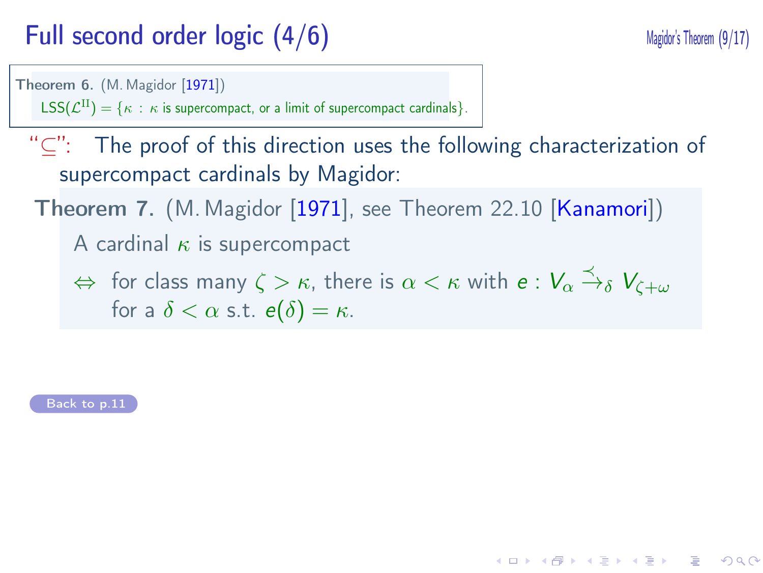# Full second order logic (4/6)

**Theorem 6.** (M. Magidor [1971])
$\mathsf{LSS}(\mathcal{L}^{\mathrm{II}}) = \{\kappa : \kappa$ is supercompact, or a limit of supercompact cardinals$\}$.

"$\subseteq$": The proof of this direction uses the following characterization of supercompact cardinals by Magidor:

**Theorem 7.** (M. Magidor [1971], see Theorem 22.10 [Kanamori])
A cardinal $\kappa$ is supercompact
$\Leftrightarrow$ for class many $\zeta > \kappa$, there is $\alpha < \kappa$ with $e : V_\alpha \overset{\prec}{\rightarrow}_\delta V_{\zeta+\omega}$ for a $\delta < \alpha$ s.t. $e(\delta) = \kappa$.

Back to p.11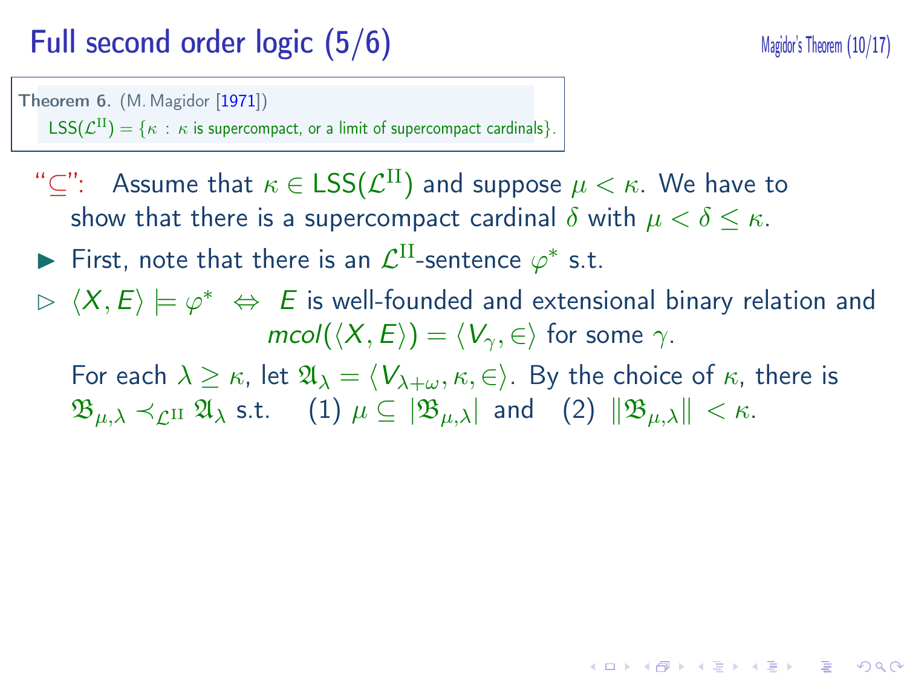# Full second order logic (5/6)

**Theorem 6.** (M. Magidor [1971])
$\mathsf{LSS}(\mathcal{L}^{\mathrm{II}}) = \{\kappa : \kappa$ is supercompact, or a limit of supercompact cardinals$\}$.

"$\subseteq$": Assume that $\kappa \in \mathsf{LSS}(\mathcal{L}^{\mathrm{II}})$ and suppose $\mu < \kappa$. We have to show that there is a supercompact cardinal $\delta$ with $\mu < \delta \leq \kappa$.

- First, note that there is an $\mathcal{L}^{\mathrm{II}}$-sentence $\varphi^*$ s.t.
  - $\langle X, E \rangle \models \varphi^* \;\Leftrightarrow\;$ $E$ is well-founded and extensional binary relation and $mcol(\langle X, E \rangle) = \langle V_\gamma, \in \rangle$ for some $\gamma$.

  For each $\lambda \geq \kappa$, let $\mathfrak{A}_\lambda = \langle V_{\lambda+\omega}, \kappa, \in \rangle$. By the choice of $\kappa$, there is $\mathfrak{B}_{\mu,\lambda} \prec_{\mathcal{L}^{\mathrm{II}}} \mathfrak{A}_\lambda$ s.t. (1) $\mu \subseteq |\mathfrak{B}_{\mu,\lambda}|$ and (2) $\|\mathfrak{B}_{\mu,\lambda}\| < \kappa$.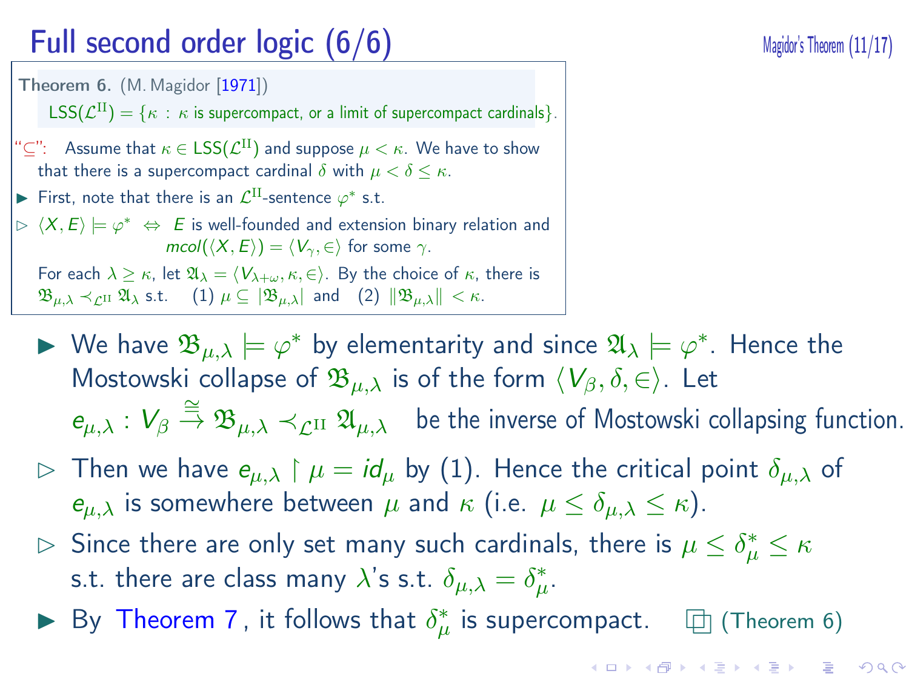# Full second order logic (6/6)

**Theorem 6.** (M. Magidor [1971])

$\mathsf{LSS}(\mathcal{L}^{\mathrm{II}}) = \{\kappa : \kappa \text{ is supercompact, or a limit of supercompact cardinals}\}$.

"$\subseteq$": Assume that $\kappa \in \mathsf{LSS}(\mathcal{L}^{\mathrm{II}})$ and suppose $\mu < \kappa$. We have to show that there is a supercompact cardinal $\delta$ with $\mu < \delta \leq \kappa$.

- ▶ First, note that there is an $\mathcal{L}^{\mathrm{II}}$-sentence $\varphi^*$ s.t.
- ▷ $\langle X, E\rangle \models \varphi^* \;\Leftrightarrow\;$ $E$ is well-founded and extension binary relation and $mcol(\langle X, E\rangle) = \langle V_\gamma, \in\rangle$ for some $\gamma$.

  For each $\lambda \geq \kappa$, let $\mathfrak{A}_\lambda = \langle V_{\lambda+\omega}, \kappa, \in\rangle$. By the choice of $\kappa$, there is $\mathfrak{B}_{\mu,\lambda} \prec_{\mathcal{L}^{\mathrm{II}}} \mathfrak{A}_\lambda$ s.t. (1) $\mu \subseteq |\mathfrak{B}_{\mu,\lambda}|$ and (2) $\|\mathfrak{B}_{\mu,\lambda}\| < \kappa$.

- ▶ We have $\mathfrak{B}_{\mu,\lambda} \models \varphi^*$ by elementarity and since $\mathfrak{A}_\lambda \models \varphi^*$. Hence the Mostowski collapse of $\mathfrak{B}_{\mu,\lambda}$ is of the form $\langle V_\beta, \delta, \in\rangle$. Let $e_{\mu,\lambda} : V_\beta \overset{\cong}{\to} \mathfrak{B}_{\mu,\lambda} \prec_{\mathcal{L}^{\mathrm{II}}} \mathfrak{A}_{\mu,\lambda}$ be the inverse of Mostowski collapsing function.
- ▷ Then we have $e_{\mu,\lambda} \restriction \mu = id_\mu$ by (1). Hence the critical point $\delta_{\mu,\lambda}$ of $e_{\mu,\lambda}$ is somewhere between $\mu$ and $\kappa$ (i.e. $\mu \leq \delta_{\mu,\lambda} \leq \kappa$).
- ▷ Since there are only set many such cardinals, there is $\mu \leq \delta^*_\mu \leq \kappa$ s.t. there are class many $\lambda$'s s.t. $\delta_{\mu,\lambda} = \delta^*_\mu$.
- ▶ By Theorem 7, it follows that $\delta^*_\mu$ is supercompact. □ (Theorem 6)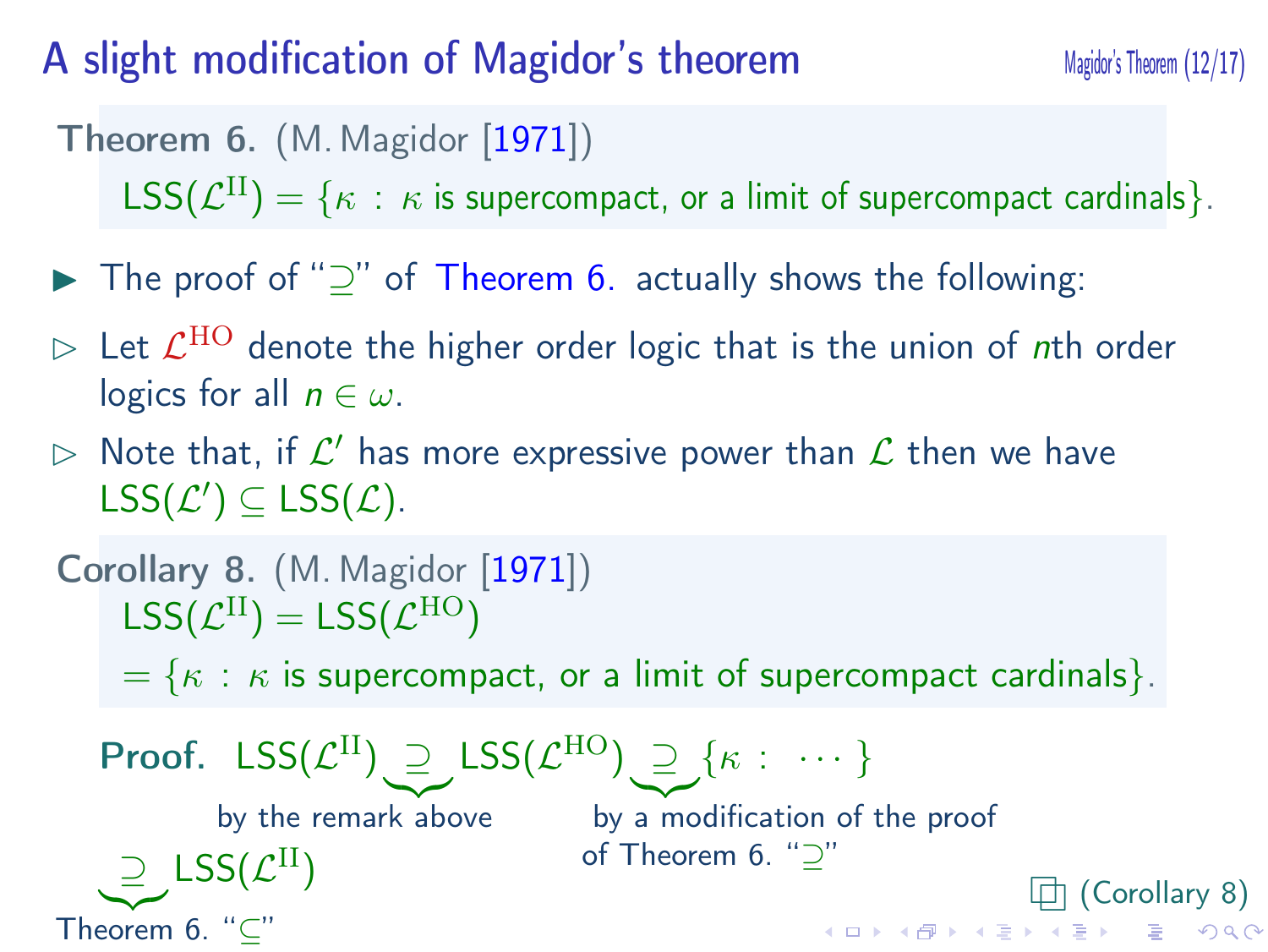# A slight modification of Magidor's theorem

**Theorem 6.** (M. Magidor [1971])
$\mathsf{LSS}(\mathcal{L}^{\mathrm{II}}) = \{\kappa : \kappa$ is supercompact, or a limit of supercompact cardinals$\}$.

- The proof of "$\supseteq$" of Theorem 6. actually shows the following:
  - Let $\mathcal{L}^{\mathrm{HO}}$ denote the higher order logic that is the union of $n$th order logics for all $n \in \omega$.
  - Note that, if $\mathcal{L}'$ has more expressive power than $\mathcal{L}$ then we have $\mathsf{LSS}(\mathcal{L}') \subseteq \mathsf{LSS}(\mathcal{L})$.

**Corollary 8.** (M. Magidor [1971])
$\mathsf{LSS}(\mathcal{L}^{\mathrm{II}}) = \mathsf{LSS}(\mathcal{L}^{\mathrm{HO}})$
$= \{\kappa : \kappa$ is supercompact, or a limit of supercompact cardinals$\}$.

**Proof.** $\mathsf{LSS}(\mathcal{L}^{\mathrm{II}}) \underbrace{\supseteq}_{\text{by the remark above}} \mathsf{LSS}(\mathcal{L}^{\mathrm{HO}}) \underbrace{\supseteq}_{\text{by a modification of the proof of Theorem 6. "}\supseteq\text{"}} \{\kappa : \cdots\}$

$\underbrace{\supseteq}_{\text{Theorem 6. "}\subseteq\text{"}} \mathsf{LSS}(\mathcal{L}^{\mathrm{II}})$

□ (Corollary 8)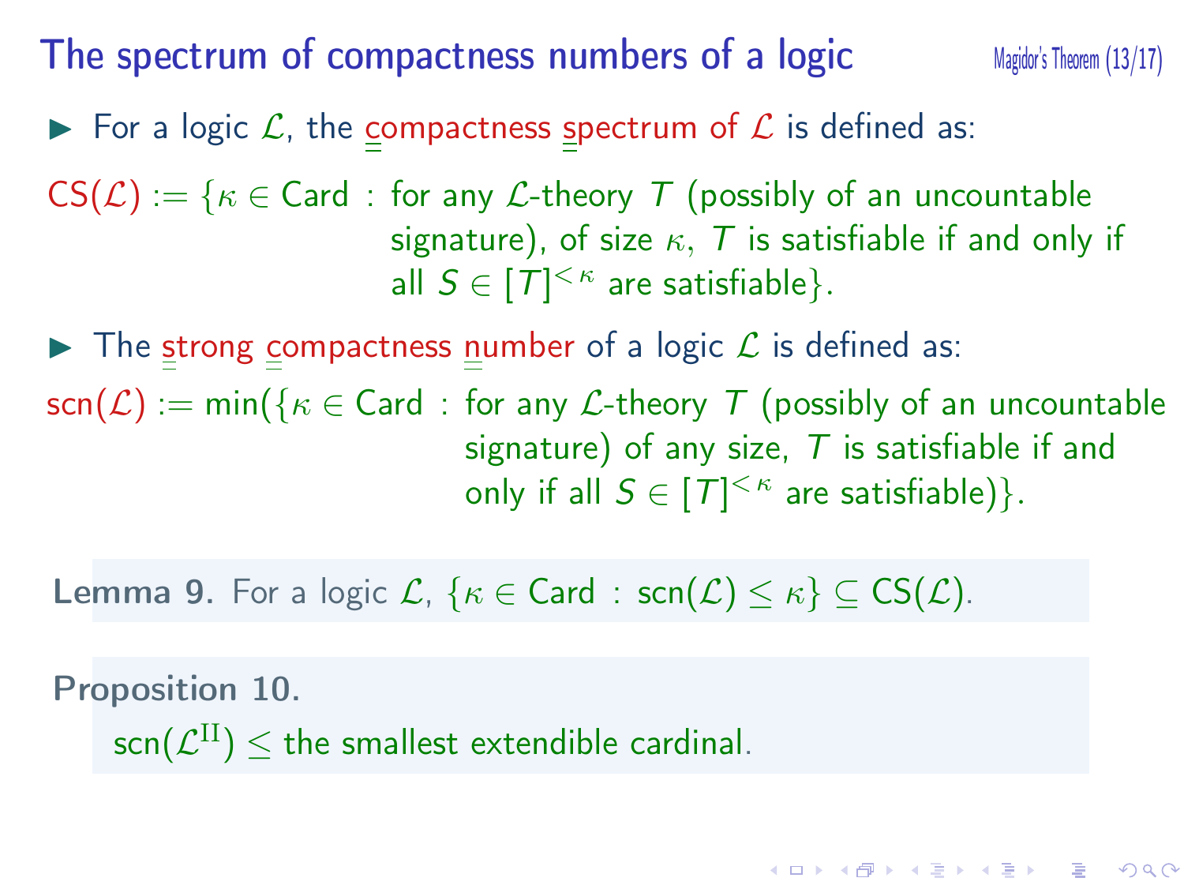# The spectrum of compactness numbers of a logic

- For a logic $\mathcal{L}$, the compactness spectrum of $\mathcal{L}$ is defined as:

$\mathsf{CS}(\mathcal{L}) := \{\kappa \in \mathsf{Card}$ : for any $\mathcal{L}$-theory $T$ (possibly of an uncountable signature), of size $\kappa$, $T$ is satisfiable if and only if all $S \in [T]^{<\kappa}$ are satisfiable$\}$.

- The strong compactness number of a logic $\mathcal{L}$ is defined as:

$\mathsf{scn}(\mathcal{L}) := \min(\{\kappa \in \mathsf{Card}$ : for any $\mathcal{L}$-theory $T$ (possibly of an uncountable signature) of any size, $T$ is satisfiable if and only if all $S \in [T]^{<\kappa}$ are satisfiable$)\}$.

**Lemma 9.** For a logic $\mathcal{L}$, $\{\kappa \in \mathsf{Card} : \mathsf{scn}(\mathcal{L}) \leq \kappa\} \subseteq \mathsf{CS}(\mathcal{L})$.

**Proposition 10.**

$\mathsf{scn}(\mathcal{L}^{\mathrm{II}}) \leq$ the smallest extendible cardinal.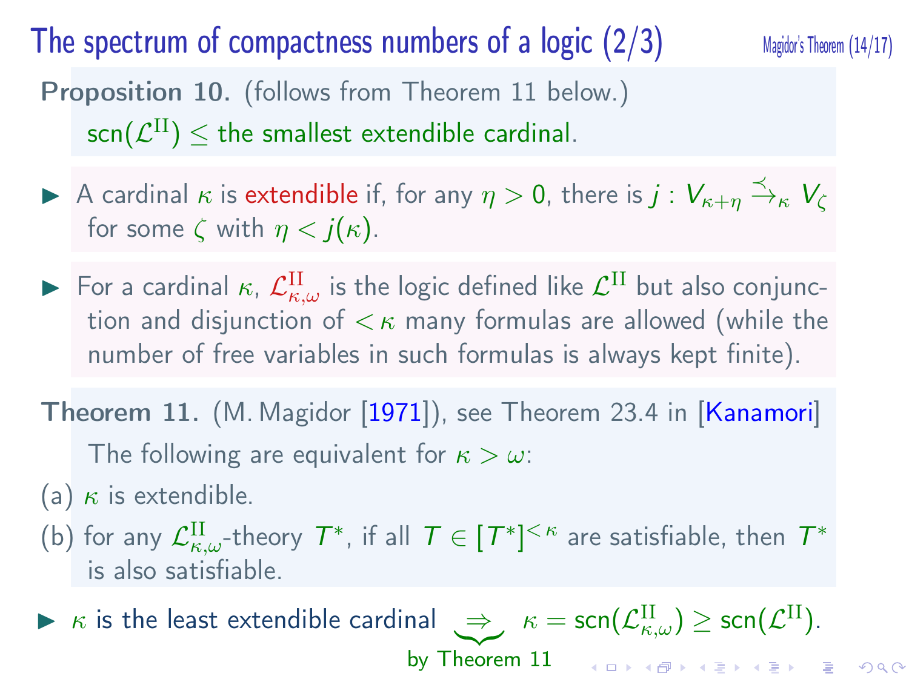# The spectrum of compactness numbers of a logic (2/3)

**Proposition 10.** (follows from Theorem 11 below.)

$\mathsf{scn}(\mathcal{L}^{\mathrm{II}}) \leq$ the smallest extendible cardinal.

- A cardinal $\kappa$ is extendible if, for any $\eta > 0$, there is $j : V_{\kappa+\eta} \xrightarrow{\prec}_{\kappa} V_\zeta$ for some $\zeta$ with $\eta < j(\kappa)$.

- For a cardinal $\kappa$, $\mathcal{L}^{\mathrm{II}}_{\kappa,\omega}$ is the logic defined like $\mathcal{L}^{\mathrm{II}}$ but also conjunction and disjunction of $< \kappa$ many formulas are allowed (while the number of free variables in such formulas is always kept finite).

**Theorem 11.** (M. Magidor [1971]), see Theorem 23.4 in [Kanamori]

The following are equivalent for $\kappa > \omega$:

(a) $\kappa$ is extendible.

(b) for any $\mathcal{L}^{\mathrm{II}}_{\kappa,\omega}$-theory $T^*$, if all $T \in [T^*]^{<\kappa}$ are satisfiable, then $T^*$ is also satisfiable.

- $\kappa$ is the least extendible cardinal $\underbrace{\Rightarrow}_{\text{by Theorem 11}}$ $\kappa = \mathsf{scn}(\mathcal{L}^{\mathrm{II}}_{\kappa,\omega}) \geq \mathsf{scn}(\mathcal{L}^{\mathrm{II}})$.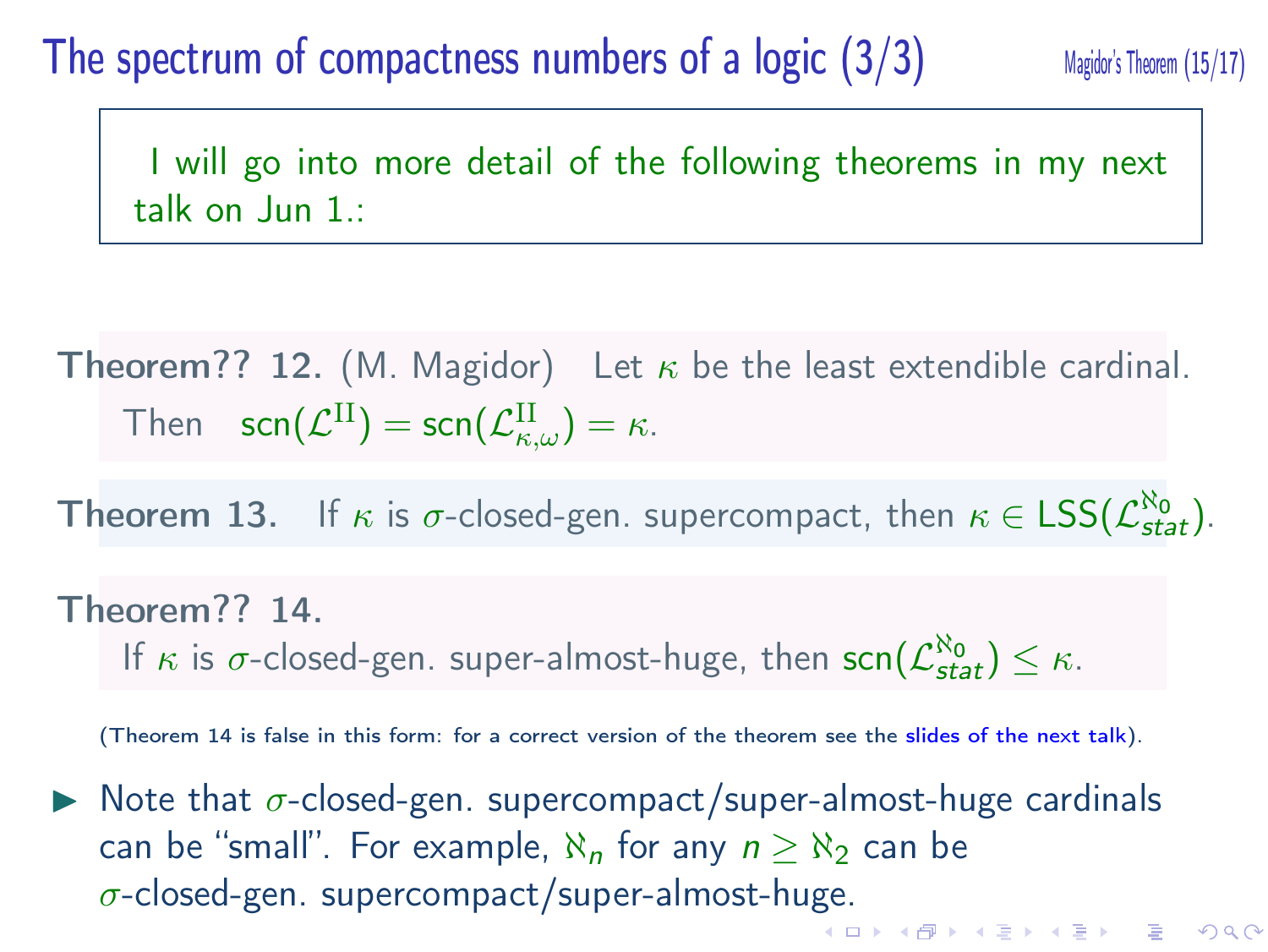# The spectrum of compactness numbers of a logic (3/3)

> I will go into more detail of the following theorems in my next talk on Jun 1.:

**Theorem?? 12.** (M. Magidor) Let $\kappa$ be the least extendible cardinal. Then $\mathsf{scn}(\mathcal{L}^{\mathrm{II}}) = \mathsf{scn}(\mathcal{L}^{\mathrm{II}}_{\kappa,\omega}) = \kappa$.

**Theorem 13.** If $\kappa$ is $\sigma$-closed-gen. supercompact, then $\kappa \in \mathsf{LSS}(\mathcal{L}^{\aleph_0}_{stat})$.

**Theorem?? 14.**
If $\kappa$ is $\sigma$-closed-gen. super-almost-huge, then $\mathsf{scn}(\mathcal{L}^{\aleph_0}_{stat}) \leq \kappa$.

(Theorem 14 is false in this form: for a correct version of the theorem see the slides of the next talk).

- Note that $\sigma$-closed-gen. supercompact/super-almost-huge cardinals can be "small". For example, $\aleph_n$ for any $n \geq \aleph_2$ can be $\sigma$-closed-gen. supercompact/super-almost-huge.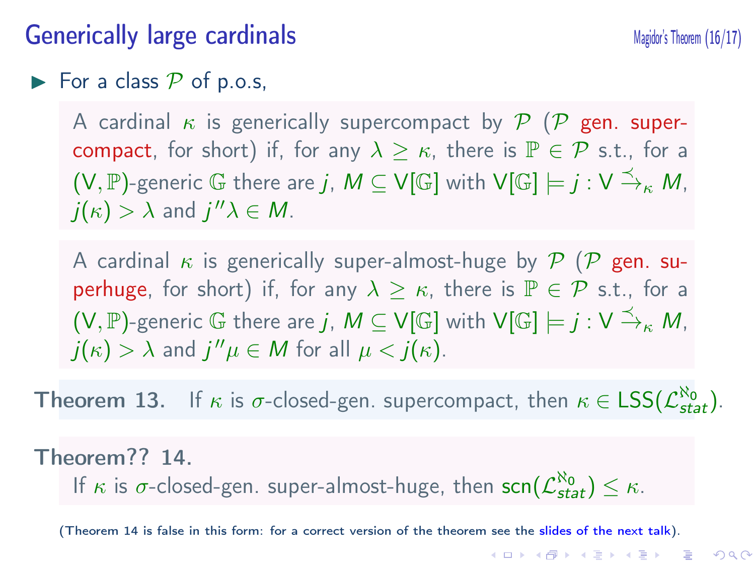# Generically large cardinals

- For a class $\mathcal{P}$ of p.o.s,

A cardinal $\kappa$ is generically supercompact by $\mathcal{P}$ ($\mathcal{P}$ gen. supercompact, for short) if, for any $\lambda \geq \kappa$, there is $\mathbb{P} \in \mathcal{P}$ s.t., for a $(\mathsf{V}, \mathbb{P})$-generic $\mathbb{G}$ there are $j$, $M \subseteq \mathsf{V}[\mathbb{G}]$ with $\mathsf{V}[\mathbb{G}] \models j : \mathsf{V} \xrightarrow{\prec}_\kappa M$, $j(\kappa) > \lambda$ and $j''\lambda \in M$.

A cardinal $\kappa$ is generically super-almost-huge by $\mathcal{P}$ ($\mathcal{P}$ gen. superhuge, for short) if, for any $\lambda \geq \kappa$, there is $\mathbb{P} \in \mathcal{P}$ s.t., for a $(\mathsf{V}, \mathbb{P})$-generic $\mathbb{G}$ there are $j$, $M \subseteq \mathsf{V}[\mathbb{G}]$ with $\mathsf{V}[\mathbb{G}] \models j : \mathsf{V} \xrightarrow{\prec}_\kappa M$, $j(\kappa) > \lambda$ and $j''\mu \in M$ for all $\mu < j(\kappa)$.

**Theorem 13.** If $\kappa$ is $\sigma$-closed-gen. supercompact, then $\kappa \in \mathsf{LSS}(\mathcal{L}^{\aleph_0}_{stat})$.

**Theorem?? 14.**
If $\kappa$ is $\sigma$-closed-gen. super-almost-huge, then $\mathsf{scn}(\mathcal{L}^{\aleph_0}_{stat}) \leq \kappa$.

(Theorem 14 is false in this form: for a correct version of the theorem see the slides of the next talk).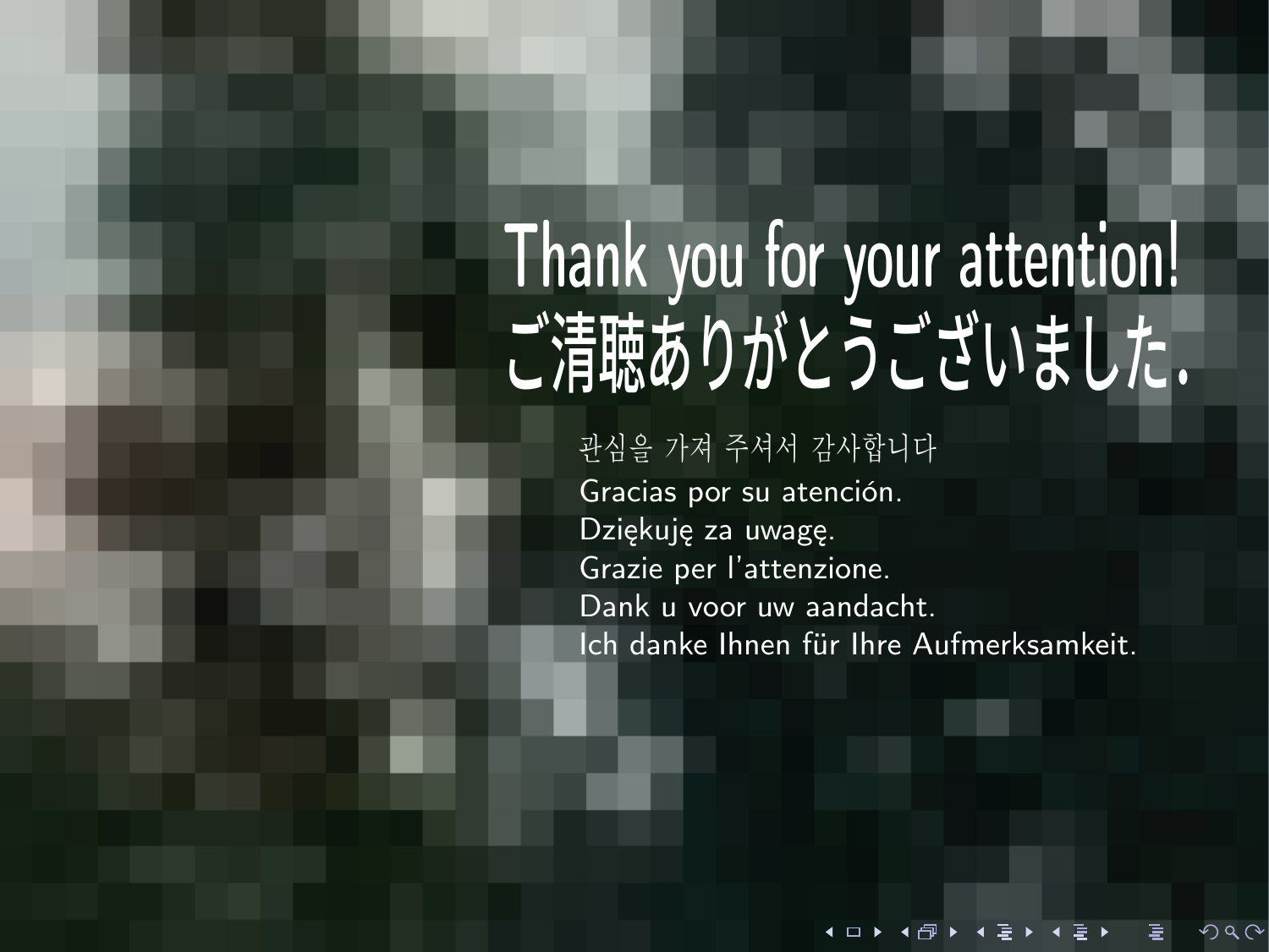# Thank you for your attention!
# ご清聴ありがとうございました.

관심을 가져 주셔서 감사합니다
Gracias por su atención.
Dziękuję za uwagę.
Grazie per l'attenzione.
Dank u voor uw aandacht.
Ich danke Ihnen für Ihre Aufmerksamkeit.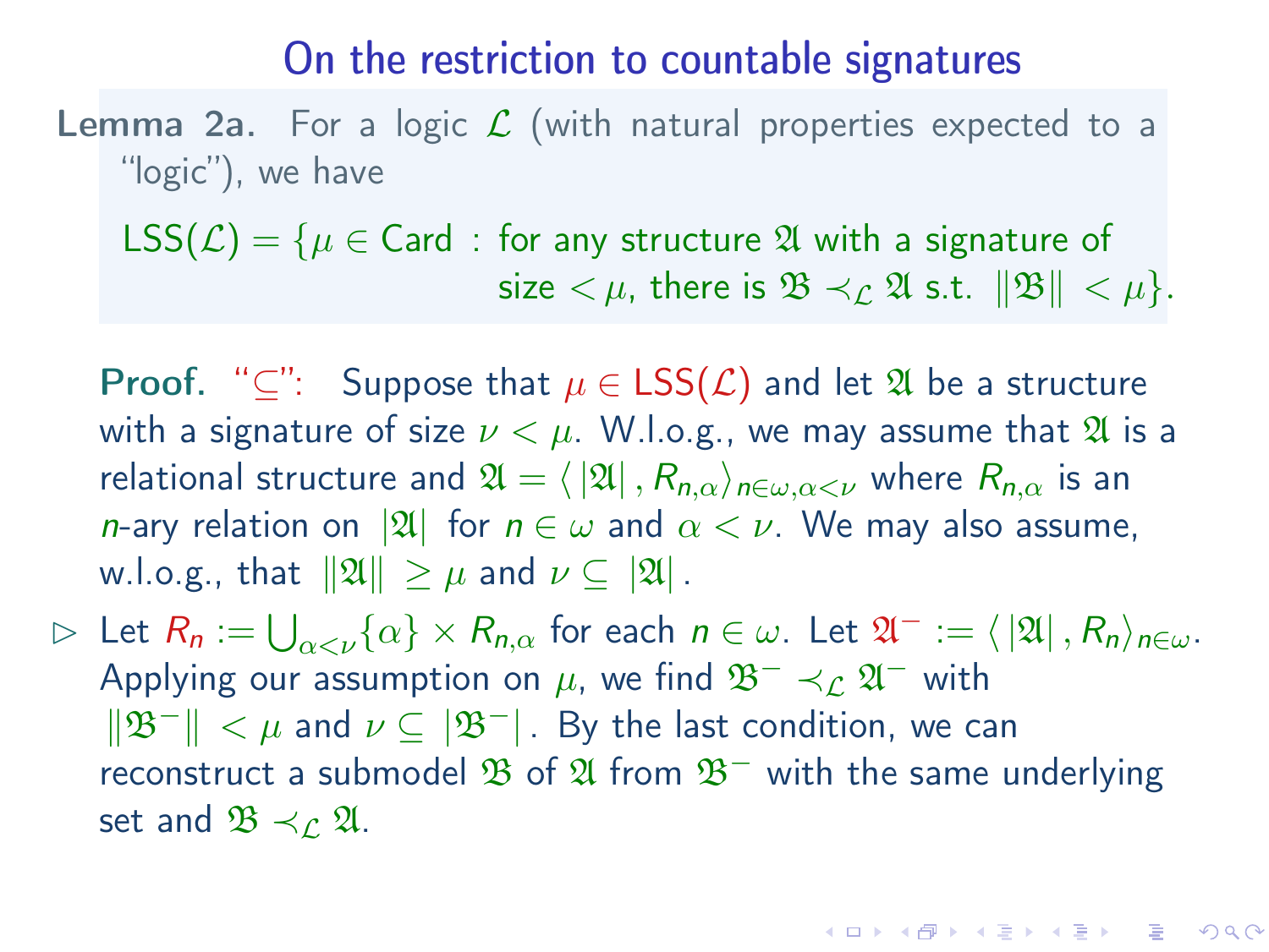# On the restriction to countable signatures

**Lemma 2a.** For a logic $\mathcal{L}$ (with natural properties expected to a "logic"), we have

$$\mathsf{LSS}(\mathcal{L}) = \{\mu \in \mathsf{Card} : \text{for any structure } \mathfrak{A} \text{ with a signature of size } < \mu, \text{ there is } \mathfrak{B} \prec_{\mathcal{L}} \mathfrak{A} \text{ s.t. } \|\mathfrak{B}\| < \mu\}.$$

**Proof.** "$\subseteq$": Suppose that $\mu \in \mathsf{LSS}(\mathcal{L})$ and let $\mathfrak{A}$ be a structure with a signature of size $\nu < \mu$. W.l.o.g., we may assume that $\mathfrak{A}$ is a relational structure and $\mathfrak{A} = \langle |\mathfrak{A}|, R_{n,\alpha}\rangle_{n\in\omega,\alpha<\nu}$ where $R_{n,\alpha}$ is an $n$-ary relation on $|\mathfrak{A}|$ for $n \in \omega$ and $\alpha < \nu$. We may also assume, w.l.o.g., that $\|\mathfrak{A}\| \geq \mu$ and $\nu \subseteq |\mathfrak{A}|$.

▷ Let $R_n := \bigcup_{\alpha<\nu}\{\alpha\} \times R_{n,\alpha}$ for each $n \in \omega$. Let $\mathfrak{A}^- := \langle |\mathfrak{A}|, R_n\rangle_{n\in\omega}$. Applying our assumption on $\mu$, we find $\mathfrak{B}^- \prec_{\mathcal{L}} \mathfrak{A}^-$ with $\|\mathfrak{B}^-\| < \mu$ and $\nu \subseteq |\mathfrak{B}^-|$. By the last condition, we can reconstruct a submodel $\mathfrak{B}$ of $\mathfrak{A}$ from $\mathfrak{B}^-$ with the same underlying set and $\mathfrak{B} \prec_{\mathcal{L}} \mathfrak{A}$.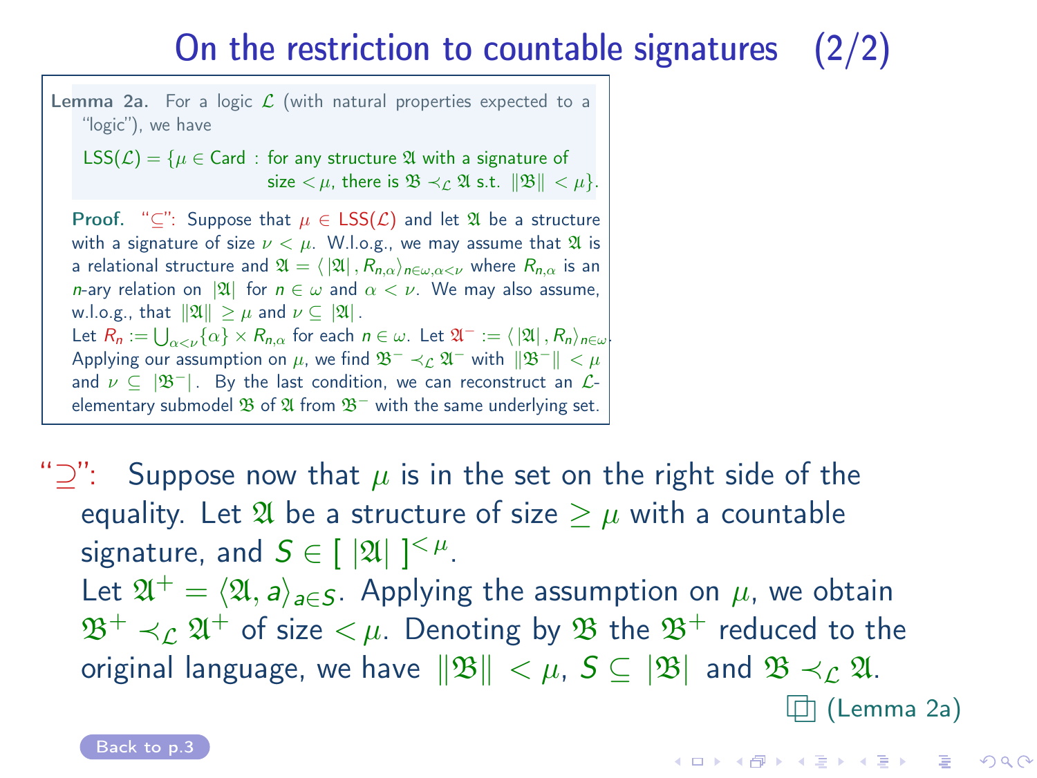# On the restriction to countable signatures (2/2)

**Lemma 2a.** For a logic $\mathcal{L}$ (with natural properties expected to a "logic"), we have

$$\mathsf{LSS}(\mathcal{L}) = \{\mu \in \mathsf{Card} : \text{for any structure } \mathfrak{A} \text{ with a signature of size } < \mu, \text{ there is } \mathfrak{B} \prec_{\mathcal{L}} \mathfrak{A} \text{ s.t. } \|\mathfrak{B}\| < \mu\}.$$

**Proof.** "$\subseteq$": Suppose that $\mu \in \mathsf{LSS}(\mathcal{L})$ and let $\mathfrak{A}$ be a structure with a signature of size $\nu < \mu$. W.l.o.g., we may assume that $\mathfrak{A}$ is a relational structure and $\mathfrak{A} = \langle |\mathfrak{A}|, R_{n,\alpha}\rangle_{n\in\omega,\alpha<\nu}$ where $R_{n,\alpha}$ is an $n$-ary relation on $|\mathfrak{A}|$ for $n \in \omega$ and $\alpha < \nu$. We may also assume, w.l.o.g., that $\|\mathfrak{A}\| \geq \mu$ and $\nu \subseteq |\mathfrak{A}|$.
Let $R_n := \bigcup_{\alpha<\nu}\{\alpha\} \times R_{n,\alpha}$ for each $n \in \omega$. Let $\mathfrak{A}^- := \langle |\mathfrak{A}|, R_n\rangle_{n\in\omega}$.
Applying our assumption on $\mu$, we find $\mathfrak{B}^- \prec_{\mathcal{L}} \mathfrak{A}^-$ with $\|\mathfrak{B}^-\| < \mu$ and $\nu \subseteq |\mathfrak{B}^-|$. By the last condition, we can reconstruct an $\mathcal{L}$-elementary submodel $\mathfrak{B}$ of $\mathfrak{A}$ from $\mathfrak{B}^-$ with the same underlying set.

"$\supseteq$": Suppose now that $\mu$ is in the set on the right side of the equality. Let $\mathfrak{A}$ be a structure of size $\geq \mu$ with a countable signature, and $S \in [\,|\mathfrak{A}|\,]^{<\mu}$.
Let $\mathfrak{A}^+ = \langle \mathfrak{A}, a\rangle_{a\in S}$. Applying the assumption on $\mu$, we obtain $\mathfrak{B}^+ \prec_{\mathcal{L}} \mathfrak{A}^+$ of size $< \mu$. Denoting by $\mathfrak{B}$ the $\mathfrak{B}^+$ reduced to the original language, we have $\|\mathfrak{B}\| < \mu$, $S \subseteq |\mathfrak{B}|$ and $\mathfrak{B} \prec_{\mathcal{L}} \mathfrak{A}$.

□ (Lemma 2a)

Back to p.3